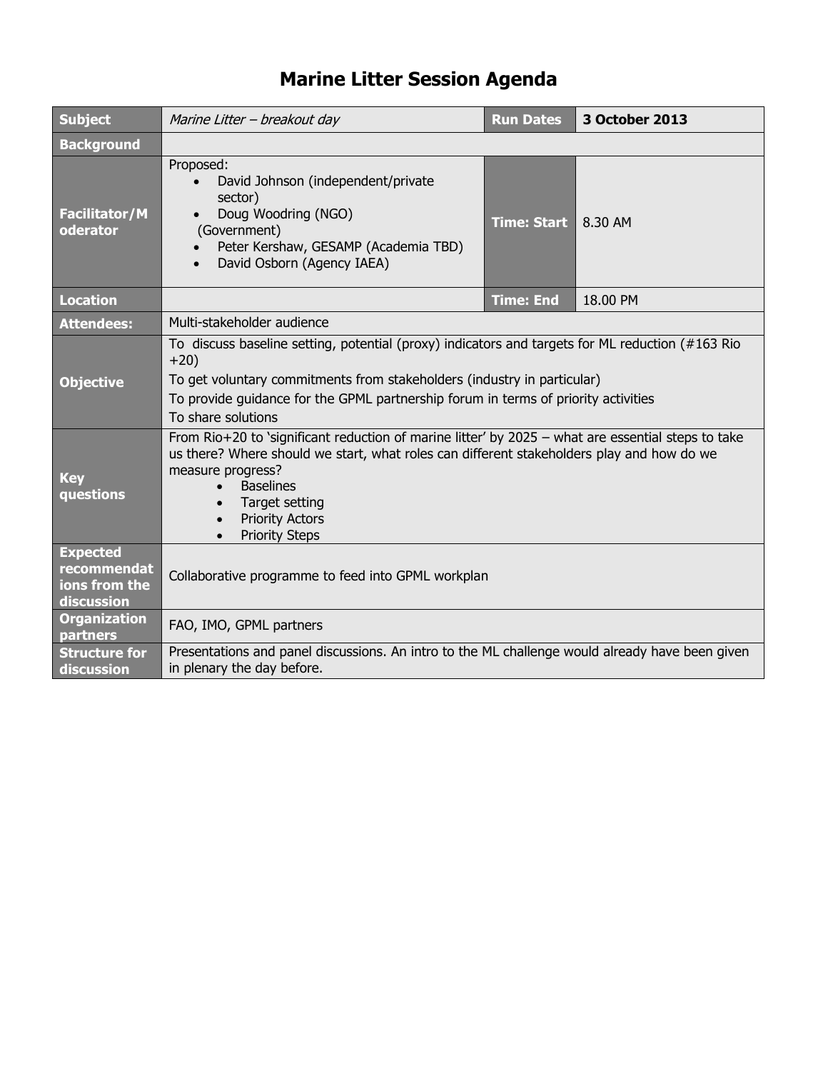# Marine Litter Session Agenda

| | | | |
|---|---|---|---|
| **Subject** | *Marine Litter – breakout day* | **Run Dates** | **3 October 2013** |
| **Background** | | | |
| **Facilitator/Moderator** | Proposed:<br>• David Johnson (independent/private sector)<br>• Doug Woodring (NGO)<br>(Government)<br>• Peter Kershaw, GESAMP (Academia TBD)<br>• David Osborn (Agency IAEA) | **Time: Start** | 8.30 AM |
| **Location** | | **Time: End** | 18.00 PM |
| **Attendees:** | Multi-stakeholder audience | | |
| **Objective** | To discuss baseline setting, potential (proxy) indicators and targets for ML reduction (#163 Rio +20)<br>To get voluntary commitments from stakeholders (industry in particular)<br>To provide guidance for the GPML partnership forum in terms of priority activities<br>To share solutions | | |
| **Key questions** | From Rio+20 to 'significant reduction of marine litter' by 2025 – what are essential steps to take us there? Where should we start, what roles can different stakeholders play and how do we measure progress?<br>• Baselines<br>• Target setting<br>• Priority Actors<br>• Priority Steps | | |
| **Expected recommendations from the discussion** | Collaborative programme to feed into GPML workplan | | |
| **Organization partners** | FAO, IMO, GPML partners | | |
| **Structure for discussion** | Presentations and panel discussions. An intro to the ML challenge would already have been given in plenary the day before. | | |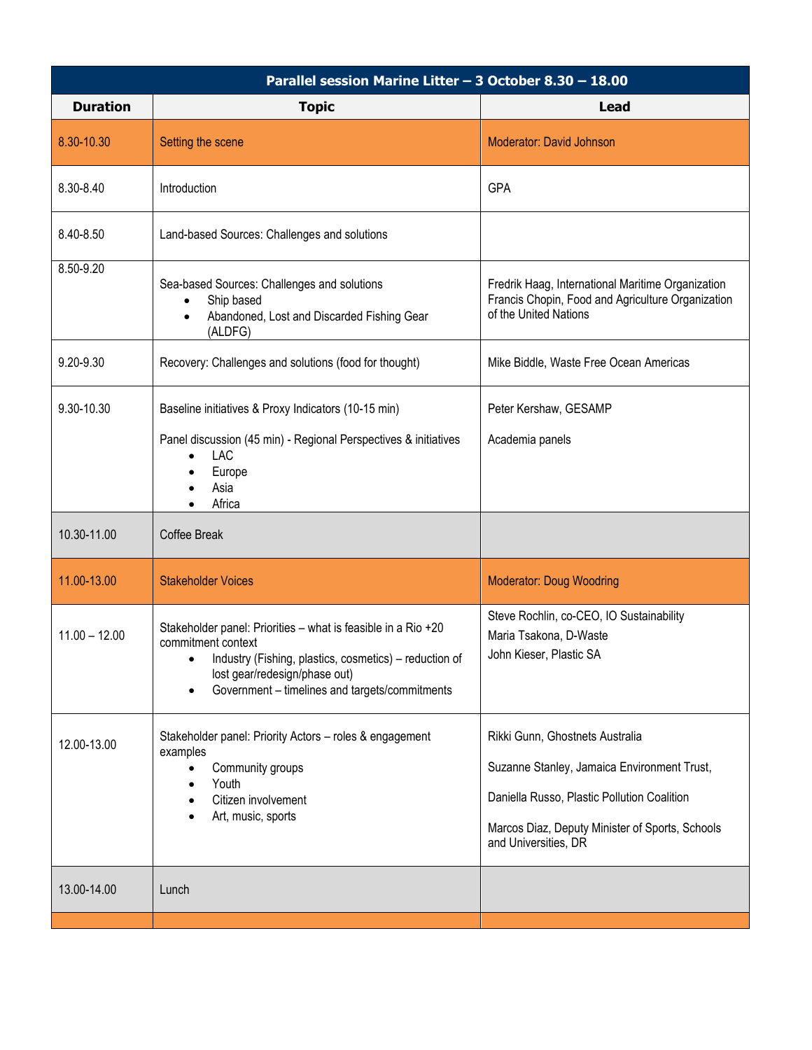| Parallel session Marine Litter – 3 October 8.30 – 18.00 | | |
|---|---|---|
| **Duration** | **Topic** | **Lead** |
| 8.30-10.30 | Setting the scene | Moderator: David Johnson |
| 8.30-8.40 | Introduction | GPA |
| 8.40-8.50 | Land-based Sources: Challenges and solutions | |
| 8.50-9.20 | Sea-based Sources: Challenges and solutions<br>• Ship based<br>• Abandoned, Lost and Discarded Fishing Gear (ALDFG) | Fredrik Haag, International Maritime Organization<br>Francis Chopin, Food and Agriculture Organization of the United Nations |
| 9.20-9.30 | Recovery: Challenges and solutions (food for thought) | Mike Biddle, Waste Free Ocean Americas |
| 9.30-10.30 | Baseline initiatives & Proxy Indicators (10-15 min)<br><br>Panel discussion (45 min) - Regional Perspectives & initiatives<br>• LAC<br>• Europe<br>• Asia<br>• Africa | Peter Kershaw, GESAMP<br><br>Academia panels |
| 10.30-11.00 | Coffee Break | |
| 11.00-13.00 | Stakeholder Voices | Moderator: Doug Woodring |
| 11.00 – 12.00 | Stakeholder panel: Priorities – what is feasible in a Rio +20 commitment context<br>• Industry (Fishing, plastics, cosmetics) – reduction of lost gear/redesign/phase out)<br>• Government – timelines and targets/commitments | Steve Rochlin, co-CEO, IO Sustainability<br>Maria Tsakona, D-Waste<br>John Kieser, Plastic SA |
| 12.00-13.00 | Stakeholder panel: Priority Actors – roles & engagement examples<br>• Community groups<br>• Youth<br>• Citizen involvement<br>• Art, music, sports | Rikki Gunn, Ghostnets Australia<br><br>Suzanne Stanley, Jamaica Environment Trust,<br><br>Daniella Russo, Plastic Pollution Coalition<br><br>Marcos Diaz, Deputy Minister of Sports, Schools and Universities, DR |
| 13.00-14.00 | Lunch | |
| | | |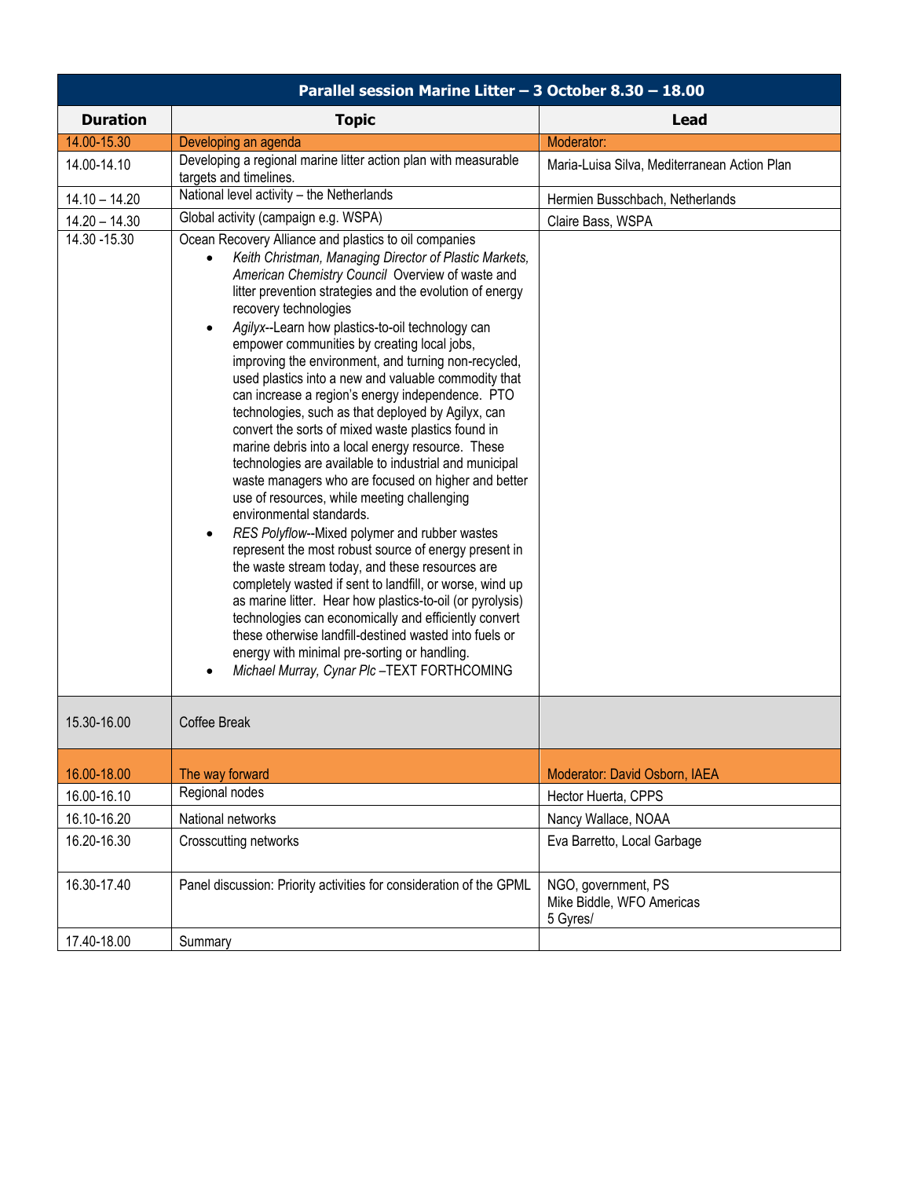| Parallel session Marine Litter – 3 October 8.30 – 18.00 | | |
|---|---|---|
| **Duration** | **Topic** | **Lead** |
| 14.00-15.30 | Developing an agenda | Moderator: |
| 14.00-14.10 | Developing a regional marine litter action plan with measurable targets and timelines. | Maria-Luisa Silva, Mediterranean Action Plan |
| 14.10 – 14.20 | National level activity – the Netherlands | Hermien Busschbach, Netherlands |
| 14.20 – 14.30 | Global activity (campaign e.g. WSPA) | Claire Bass, WSPA |
| 14.30 -15.30 | Ocean Recovery Alliance and plastics to oil companies<br>• *Keith Christman, Managing Director of Plastic Markets, American Chemistry Council* Overview of waste and litter prevention strategies and the evolution of energy recovery technologies<br>• *Agilyx*--Learn how plastics-to-oil technology can empower communities by creating local jobs, improving the environment, and turning non-recycled, used plastics into a new and valuable commodity that can increase a region's energy independence. PTO technologies, such as that deployed by Agilyx, can convert the sorts of mixed waste plastics found in marine debris into a local energy resource. These technologies are available to industrial and municipal waste managers who are focused on higher and better use of resources, while meeting challenging environmental standards.<br>• *RES Polyflow*--Mixed polymer and rubber wastes represent the most robust source of energy present in the waste stream today, and these resources are completely wasted if sent to landfill, or worse, wind up as marine litter. Hear how plastics-to-oil (or pyrolysis) technologies can economically and efficiently convert these otherwise landfill-destined wasted into fuels or energy with minimal pre-sorting or handling.<br>• *Michael Murray, Cynar Plc* –TEXT FORTHCOMING | |
| 15.30-16.00 | Coffee Break | |
| 16.00-18.00 | The way forward | Moderator: David Osborn, IAEA |
| 16.00-16.10 | Regional nodes | Hector Huerta, CPPS |
| 16.10-16.20 | National networks | Nancy Wallace, NOAA |
| 16.20-16.30 | Crosscutting networks | Eva Barretto, Local Garbage |
| 16.30-17.40 | Panel discussion: Priority activities for consideration of the GPML | NGO, government, PS<br>Mike Biddle, WFO Americas<br>5 Gyres/ |
| 17.40-18.00 | Summary | |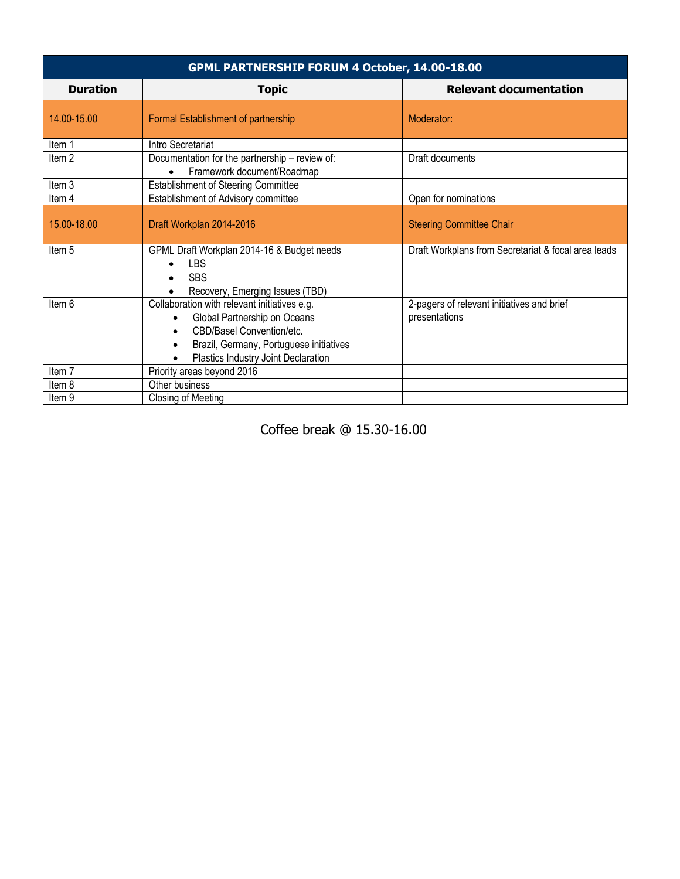| GPML PARTNERSHIP FORUM 4 October, 14.00-18.00 | | |
|---|---|---|
| **Duration** | **Topic** | **Relevant documentation** |
| 14.00-15.00 | Formal Establishment of partnership | Moderator: |
| Item 1 | Intro Secretariat | |
| Item 2 | Documentation for the partnership – review of:<br>• Framework document/Roadmap | Draft documents |
| Item 3 | Establishment of Steering Committee | |
| Item 4 | Establishment of Advisory committee | Open for nominations |
| 15.00-18.00 | Draft Workplan 2014-2016 | Steering Committee Chair |
| Item 5 | GPML Draft Workplan 2014-16 & Budget needs<br>• LBS<br>• SBS<br>• Recovery, Emerging Issues (TBD) | Draft Workplans from Secretariat & focal area leads |
| Item 6 | Collaboration with relevant initiatives e.g.<br>• Global Partnership on Oceans<br>• CBD/Basel Convention/etc.<br>• Brazil, Germany, Portuguese initiatives<br>• Plastics Industry Joint Declaration | 2-pagers of relevant initiatives and brief presentations |
| Item 7 | Priority areas beyond 2016 | |
| Item 8 | Other business | |
| Item 9 | Closing of Meeting | |

Coffee break @ 15.30-16.00